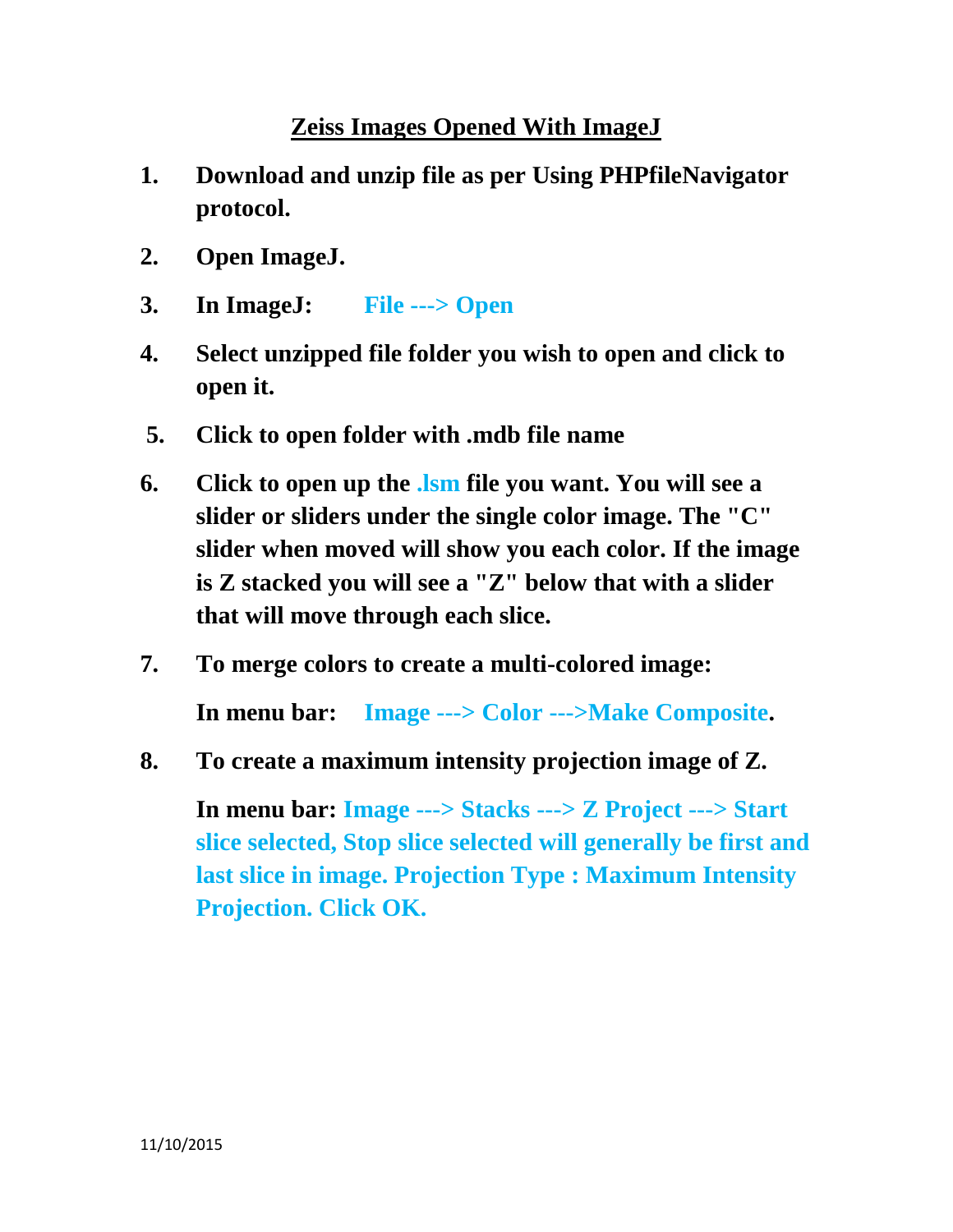# Zeiss Images Opened With ImageJ

1. **Download and unzip file as per Using PHPfileNavigator protocol.**

2. **Open ImageJ.**

3. **In ImageJ:** **File ---> Open**

4. **Select unzipped file folder you wish to open and click to open it.**

5. **Click to open folder with .mdb file name**

6. **Click to open up the .lsm file you want. You will see a slider or sliders under the single color image. The "C" slider when moved will show you each color. If the image is Z stacked you will see a "Z" below that with a slider that will move through each slice.**

7. **To merge colors to create a multi-colored image:**

   **In menu bar:** **Image ---> Color --->Make Composite.**

8. **To create a maximum intensity projection image of Z.**

   **In menu bar:** **Image ---> Stacks ---> Z Project ---> Start slice selected, Stop slice selected will generally be first and last slice in image. Projection Type : Maximum Intensity Projection. Click OK.**

11/10/2015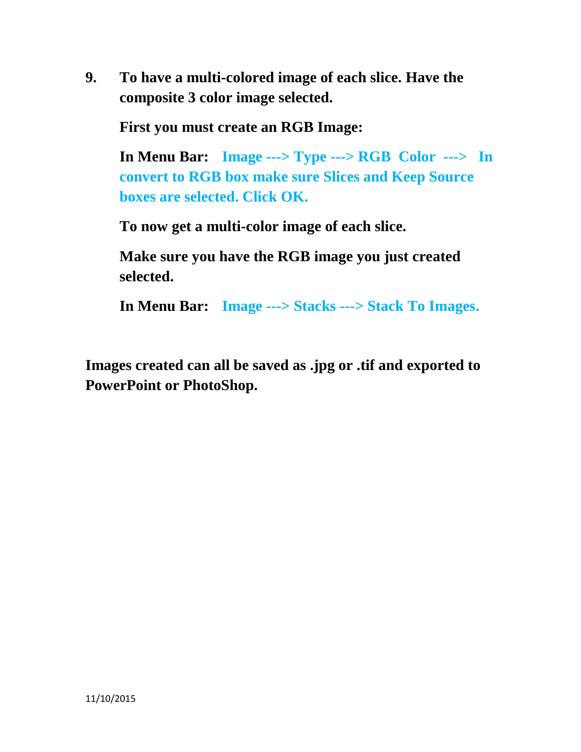9. **To have a multi-colored image of each slice. Have the composite 3 color image selected.**

   **First you must create an RGB Image:**

   **In Menu Bar: Image ---> Type ---> RGB Color ---> In convert to RGB box make sure Slices and Keep Source boxes are selected. Click OK.**

   **To now get a multi-color image of each slice.**

   **Make sure you have the RGB image you just created selected.**

   **In Menu Bar: Image ---> Stacks ---> Stack To Images.**

**Images created can all be saved as .jpg or .tif and exported to PowerPoint or PhotoShop.**

11/10/2015